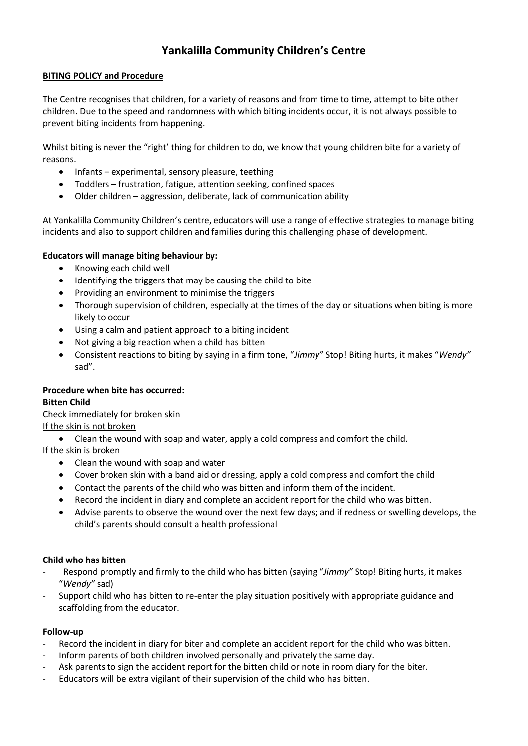# Yankalilla Community Children's Centre

**BITING POLICY and Procedure**

The Centre recognises that children, for a variety of reasons and from time to time, attempt to bite other children. Due to the speed and randomness with which biting incidents occur, it is not always possible to prevent biting incidents from happening.

Whilst biting is never the "right' thing for children to do, we know that young children bite for a variety of reasons.

- Infants – experimental, sensory pleasure, teething
- Toddlers – frustration, fatigue, attention seeking, confined spaces
- Older children – aggression, deliberate, lack of communication ability

At Yankalilla Community Children's centre, educators will use a range of effective strategies to manage biting incidents and also to support children and families during this challenging phase of development.

**Educators will manage biting behaviour by:**

- Knowing each child well
- Identifying the triggers that may be causing the child to bite
- Providing an environment to minimise the triggers
- Thorough supervision of children, especially at the times of the day or situations when biting is more likely to occur
- Using a calm and patient approach to a biting incident
- Not giving a big reaction when a child has bitten
- Consistent reactions to biting by saying in a firm tone, "*Jimmy"* Stop! Biting hurts, it makes "*Wendy"* sad".

**Procedure when bite has occurred:**

**Bitten Child**

Check immediately for broken skin

If the skin is not broken

- Clean the wound with soap and water, apply a cold compress and comfort the child.

If the skin is broken

- Clean the wound with soap and water
- Cover broken skin with a band aid or dressing, apply a cold compress and comfort the child
- Contact the parents of the child who was bitten and inform them of the incident.
- Record the incident in diary and complete an accident report for the child who was bitten.
- Advise parents to observe the wound over the next few days; and if redness or swelling develops, the child's parents should consult a health professional

**Child who has bitten**

- Respond promptly and firmly to the child who has bitten (saying "*Jimmy"* Stop! Biting hurts, it makes "*Wendy"* sad)
- Support child who has bitten to re-enter the play situation positively with appropriate guidance and scaffolding from the educator.

**Follow-up**

- Record the incident in diary for biter and complete an accident report for the child who was bitten.
- Inform parents of both children involved personally and privately the same day.
- Ask parents to sign the accident report for the bitten child or note in room diary for the biter.
- Educators will be extra vigilant of their supervision of the child who has bitten.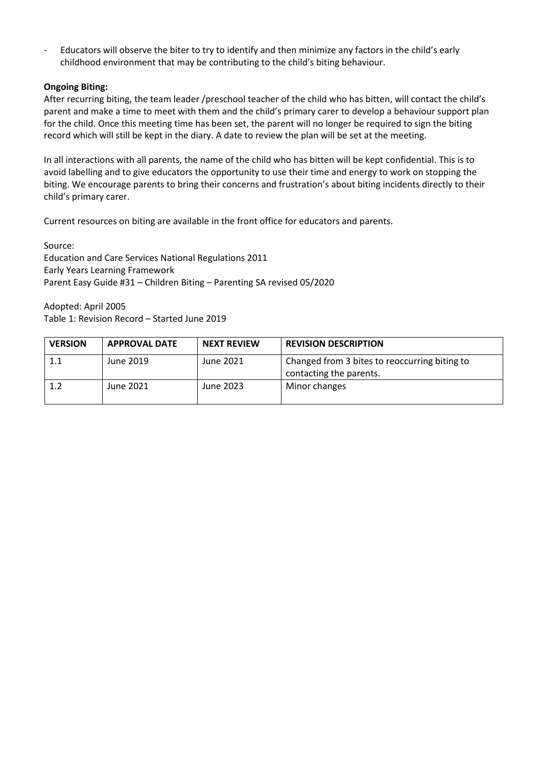- Educators will observe the biter to try to identify and then minimize any factors in the child's early childhood environment that may be contributing to the child's biting behaviour.

**Ongoing Biting:**

After recurring biting, the team leader /preschool teacher of the child who has bitten, will contact the child's parent and make a time to meet with them and the child's primary carer to develop a behaviour support plan for the child. Once this meeting time has been set, the parent will no longer be required to sign the biting record which will still be kept in the diary. A date to review the plan will be set at the meeting.

In all interactions with all parents, the name of the child who has bitten will be kept confidential. This is to avoid labelling and to give educators the opportunity to use their time and energy to work on stopping the biting. We encourage parents to bring their concerns and frustration's about biting incidents directly to their child's primary carer.

Current resources on biting are available in the front office for educators and parents.

Source:
Education and Care Services National Regulations 2011
Early Years Learning Framework
Parent Easy Guide #31 – Children Biting – Parenting SA revised 05/2020

Adopted: April 2005
Table 1: Revision Record – Started June 2019

| VERSION | APPROVAL DATE | NEXT REVIEW | REVISION DESCRIPTION |
|---|---|---|---|
| 1.1 | June 2019 | June 2021 | Changed from 3 bites to reoccurring biting to contacting the parents. |
| 1.2 | June 2021 | June 2023 | Minor changes |